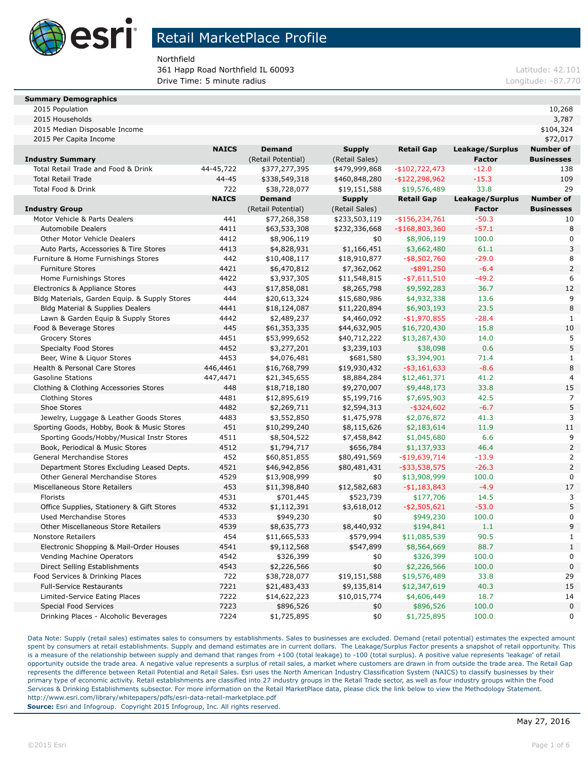# Retail MarketPlace Profile

Northfield
361 Happ Road Northfield IL 60093
Drive Time: 5 minute radius

Latitude: 42.101
Longitude: -87.770

| Summary Demographics | |
|---|---|
| 2015 Population | 10,268 |
| 2015 Households | 3,787 |
| 2015 Median Disposable Income | $104,324 |
| 2015 Per Capita Income | $72,017 |

| Industry Summary | NAICS | Demand (Retail Potential) | Supply (Retail Sales) | Retail Gap | Leakage/Surplus Factor | Number of Businesses |
|---|---|---|---|---|---|---|
| Total Retail Trade and Food & Drink | 44-45,722 | $377,277,395 | $479,999,868 | -$102,722,473 | -12.0 | 138 |
| Total Retail Trade | 44-45 | $338,549,318 | $460,848,280 | -$122,298,962 | -15.3 | 109 |
| Total Food & Drink | 722 | $38,728,077 | $19,151,588 | $19,576,489 | 33.8 | 29 |

| Industry Group | NAICS | Demand (Retail Potential) | Supply (Retail Sales) | Retail Gap | Leakage/Surplus Factor | Number of Businesses |
|---|---|---|---|---|---|---|
| Motor Vehicle & Parts Dealers | 441 | $77,268,358 | $233,503,119 | -$156,234,761 | -50.3 | 10 |
| Automobile Dealers | 4411 | $63,533,308 | $232,336,668 | -$168,803,360 | -57.1 | 8 |
| Other Motor Vehicle Dealers | 4412 | $8,906,119 | $0 | $8,906,119 | 100.0 | 0 |
| Auto Parts, Accessories & Tire Stores | 4413 | $4,828,931 | $1,166,451 | $3,662,480 | 61.1 | 3 |
| Furniture & Home Furnishings Stores | 442 | $10,408,117 | $18,910,877 | -$8,502,760 | -29.0 | 8 |
| Furniture Stores | 4421 | $6,470,812 | $7,362,062 | -$891,250 | -6.4 | 2 |
| Home Furnishings Stores | 4422 | $3,937,305 | $11,548,815 | -$7,611,510 | -49.2 | 6 |
| Electronics & Appliance Stores | 443 | $17,858,081 | $8,265,798 | $9,592,283 | 36.7 | 12 |
| Bldg Materials, Garden Equip. & Supply Stores | 444 | $20,613,324 | $15,680,986 | $4,932,338 | 13.6 | 9 |
| Bldg Material & Supplies Dealers | 4441 | $18,124,087 | $11,220,894 | $6,903,193 | 23.5 | 8 |
| Lawn & Garden Equip & Supply Stores | 4442 | $2,489,237 | $4,460,092 | -$1,970,855 | -28.4 | 1 |
| Food & Beverage Stores | 445 | $61,353,335 | $44,632,905 | $16,720,430 | 15.8 | 10 |
| Grocery Stores | 4451 | $53,999,652 | $40,712,222 | $13,287,430 | 14.0 | 5 |
| Specialty Food Stores | 4452 | $3,277,201 | $3,239,103 | $38,098 | 0.6 | 5 |
| Beer, Wine & Liquor Stores | 4453 | $4,076,481 | $681,580 | $3,394,901 | 71.4 | 1 |
| Health & Personal Care Stores | 446,4461 | $16,768,799 | $19,930,432 | -$3,161,633 | -8.6 | 8 |
| Gasoline Stations | 447,4471 | $21,345,655 | $8,884,284 | $12,461,371 | 41.2 | 4 |
| Clothing & Clothing Accessories Stores | 448 | $18,718,180 | $9,270,007 | $9,448,173 | 33.8 | 15 |
| Clothing Stores | 4481 | $12,895,619 | $5,199,716 | $7,695,903 | 42.5 | 7 |
| Shoe Stores | 4482 | $2,269,711 | $2,594,313 | -$324,602 | -6.7 | 5 |
| Jewelry, Luggage & Leather Goods Stores | 4483 | $3,552,850 | $1,475,978 | $2,076,872 | 41.3 | 3 |
| Sporting Goods, Hobby, Book & Music Stores | 451 | $10,299,240 | $8,115,626 | $2,183,614 | 11.9 | 11 |
| Sporting Goods/Hobby/Musical Instr Stores | 4511 | $8,504,522 | $7,458,842 | $1,045,680 | 6.6 | 9 |
| Book, Periodical & Music Stores | 4512 | $1,794,717 | $656,784 | $1,137,933 | 46.4 | 2 |
| General Merchandise Stores | 452 | $60,851,855 | $80,491,569 | -$19,639,714 | -13.9 | 2 |
| Department Stores Excluding Leased Depts. | 4521 | $46,942,856 | $80,481,431 | -$33,538,575 | -26.3 | 2 |
| Other General Merchandise Stores | 4529 | $13,908,999 | $0 | $13,908,999 | 100.0 | 0 |
| Miscellaneous Store Retailers | 453 | $11,398,840 | $12,582,683 | -$1,183,843 | -4.9 | 17 |
| Florists | 4531 | $701,445 | $523,739 | $177,706 | 14.5 | 3 |
| Office Supplies, Stationery & Gift Stores | 4532 | $1,112,391 | $3,618,012 | -$2,505,621 | -53.0 | 5 |
| Used Merchandise Stores | 4533 | $949,230 | $0 | $949,230 | 100.0 | 0 |
| Other Miscellaneous Store Retailers | 4539 | $8,635,773 | $8,440,932 | $194,841 | 1.1 | 9 |
| Nonstore Retailers | 454 | $11,665,533 | $579,994 | $11,085,539 | 90.5 | 1 |
| Electronic Shopping & Mail-Order Houses | 4541 | $9,112,568 | $547,899 | $8,564,669 | 88.7 | 1 |
| Vending Machine Operators | 4542 | $326,399 | $0 | $326,399 | 100.0 | 0 |
| Direct Selling Establishments | 4543 | $2,226,566 | $0 | $2,226,566 | 100.0 | 0 |
| Food Services & Drinking Places | 722 | $38,728,077 | $19,151,588 | $19,576,489 | 33.8 | 29 |
| Full-Service Restaurants | 7221 | $21,483,433 | $9,135,814 | $12,347,619 | 40.3 | 15 |
| Limited-Service Eating Places | 7222 | $14,622,223 | $10,015,774 | $4,606,449 | 18.7 | 14 |
| Special Food Services | 7223 | $896,526 | $0 | $896,526 | 100.0 | 0 |
| Drinking Places - Alcoholic Beverages | 7224 | $1,725,895 | $0 | $1,725,895 | 100.0 | 0 |

Data Note: Supply (retail sales) estimates sales to consumers by establishments. Sales to businesses are excluded. Demand (retail potential) estimates the expected amount spent by consumers at retail establishments. Supply and demand estimates are in current dollars. The Leakage/Surplus Factor presents a snapshot of retail opportunity. This is a measure of the relationship between supply and demand that ranges from +100 (total leakage) to -100 (total surplus). A positive value represents 'leakage' of retail opportunity outside the trade area. A negative value represents a surplus of retail sales, a market where customers are drawn in from outside the trade area. The Retail Gap represents the difference between Retail Potential and Retail Sales. Esri uses the North American Industry Classification System (NAICS) to classify businesses by their primary type of economic activity. Retail establishments are classified into 27 industry groups in the Retail Trade sector, as well as four industry groups within the Food Services & Drinking Establishments subsector. For more information on the Retail MarketPlace data, please click the link below to view the Methodology Statement.
http://www.esri.com/library/whitepapers/pdfs/esri-data-retail-marketplace.pdf

**Source:** Esri and Infogroup. Copyright 2015 Infogroup, Inc. All rights reserved.

May 27, 2016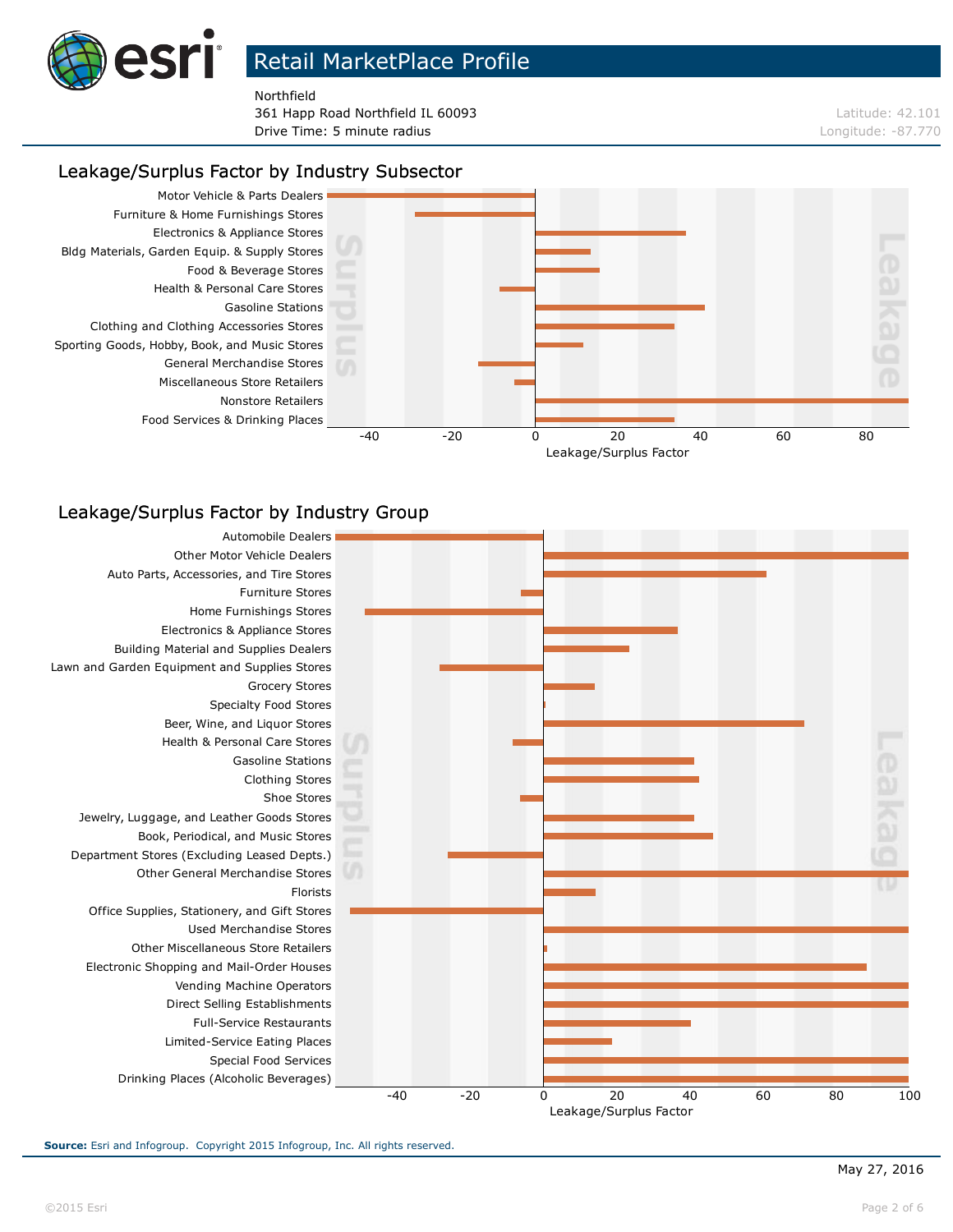# Retail MarketPlace Profile

Northfield
361 Happ Road Northfield IL 60093
Drive Time: 5 minute radius

Latitude: 42.101
Longitude: -87.770

## Leakage/Surplus Factor by Industry Subsector

Motor Vehicle & Parts Dealers
Furniture & Home Furnishings Stores
Electronics & Appliance Stores
Bldg Materials, Garden Equip. & Supply Stores
Food & Beverage Stores
Health & Personal Care Stores
Gasoline Stations
Clothing and Clothing Accessories Stores
Sporting Goods, Hobby, Book, and Music Stores
General Merchandise Stores
Miscellaneous Store Retailers
Nonstore Retailers
Food Services & Drinking Places

Surplus | Leakage

-40 -20 0 20 40 60 80

Leakage/Surplus Factor

## Leakage/Surplus Factor by Industry Group

Automobile Dealers
Other Motor Vehicle Dealers
Auto Parts, Accessories, and Tire Stores
Furniture Stores
Home Furnishings Stores
Electronics & Appliance Stores
Building Material and Supplies Dealers
Lawn and Garden Equipment and Supplies Stores
Grocery Stores
Specialty Food Stores
Beer, Wine, and Liquor Stores
Health & Personal Care Stores
Gasoline Stations
Clothing Stores
Shoe Stores
Jewelry, Luggage, and Leather Goods Stores
Book, Periodical, and Music Stores
Department Stores (Excluding Leased Depts.)
Other General Merchandise Stores
Florists
Office Supplies, Stationery, and Gift Stores
Used Merchandise Stores
Other Miscellaneous Store Retailers
Electronic Shopping and Mail-Order Houses
Vending Machine Operators
Direct Selling Establishments
Full-Service Restaurants
Limited-Service Eating Places
Special Food Services
Drinking Places (Alcoholic Beverages)

Surplus | Leakage

-40 -20 0 20 40 60 80 100

Leakage/Surplus Factor

**Source:** Esri and Infogroup. Copyright 2015 Infogroup, Inc. All rights reserved.

May 27, 2016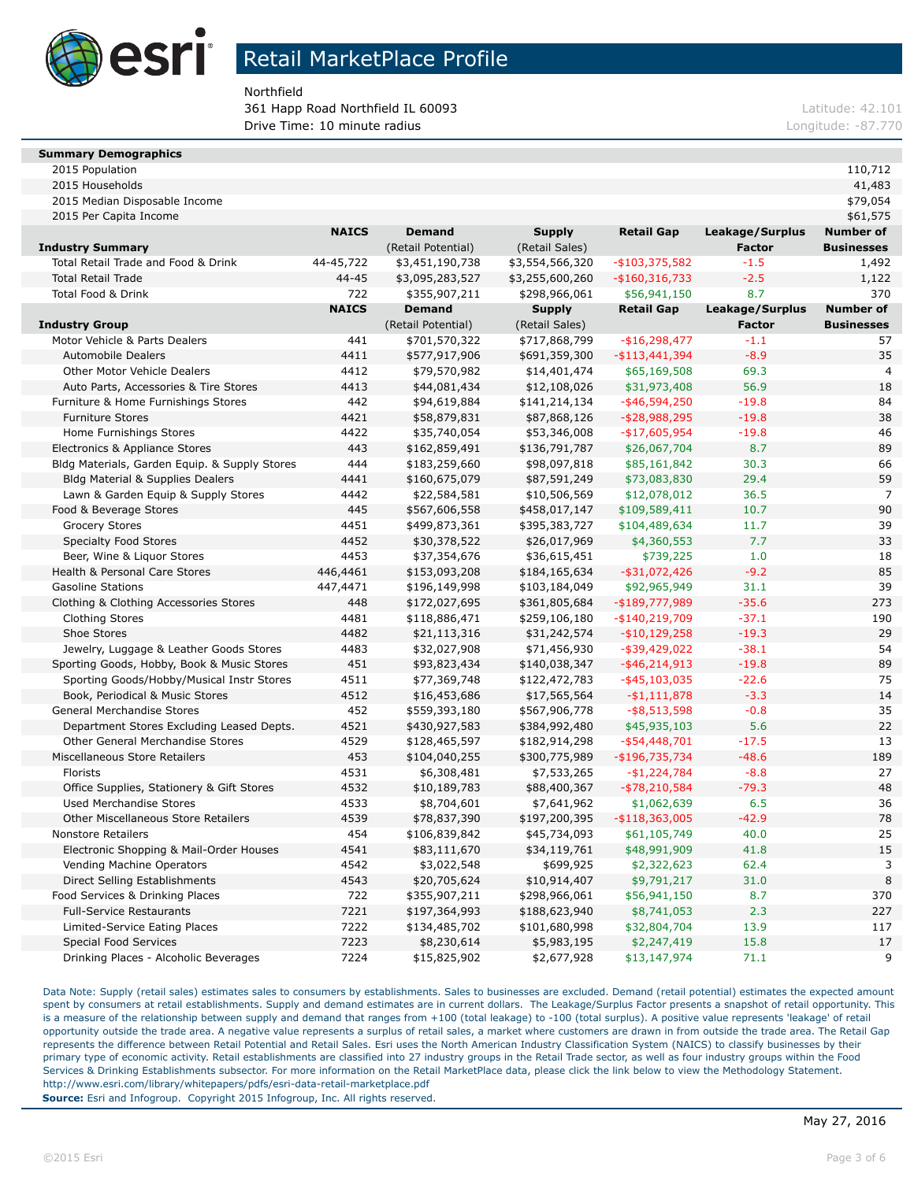# Retail MarketPlace Profile

Northfield
361 Happ Road Northfield IL 60093
Drive Time: 10 minute radius

Latitude: 42.101
Longitude: -87.770

| Summary Demographics | |
|---|---|
| 2015 Population | 110,712 |
| 2015 Households | 41,483 |
| 2015 Median Disposable Income | $79,054 |
| 2015 Per Capita Income | $61,575 |

| Industry Summary | NAICS | Demand (Retail Potential) | Supply (Retail Sales) | Retail Gap | Leakage/Surplus Factor | Number of Businesses |
|---|---|---|---|---|---|---|
| Total Retail Trade and Food & Drink | 44-45,722 | $3,451,190,738 | $3,554,566,320 | -$103,375,582 | -1.5 | 1,492 |
| Total Retail Trade | 44-45 | $3,095,283,527 | $3,255,600,260 | -$160,316,733 | -2.5 | 1,122 |
| Total Food & Drink | 722 | $355,907,211 | $298,966,061 | $56,941,150 | 8.7 | 370 |

| Industry Group | NAICS | Demand (Retail Potential) | Supply (Retail Sales) | Retail Gap | Leakage/Surplus Factor | Number of Businesses |
|---|---|---|---|---|---|---|
| Motor Vehicle & Parts Dealers | 441 | $701,570,322 | $717,868,799 | -$16,298,477 | -1.1 | 57 |
| Automobile Dealers | 4411 | $577,917,906 | $691,359,300 | -$113,441,394 | -8.9 | 35 |
| Other Motor Vehicle Dealers | 4412 | $79,570,982 | $14,401,474 | $65,169,508 | 69.3 | 4 |
| Auto Parts, Accessories & Tire Stores | 4413 | $44,081,434 | $12,108,026 | $31,973,408 | 56.9 | 18 |
| Furniture & Home Furnishings Stores | 442 | $94,619,884 | $141,214,134 | -$46,594,250 | -19.8 | 84 |
| Furniture Stores | 4421 | $58,879,831 | $87,868,126 | -$28,988,295 | -19.8 | 38 |
| Home Furnishings Stores | 4422 | $35,740,054 | $53,346,008 | -$17,605,954 | -19.8 | 46 |
| Electronics & Appliance Stores | 443 | $162,859,491 | $136,791,787 | $26,067,704 | 8.7 | 89 |
| Bldg Materials, Garden Equip. & Supply Stores | 444 | $183,259,660 | $98,097,818 | $85,161,842 | 30.3 | 66 |
| Bldg Material & Supplies Dealers | 4441 | $160,675,079 | $87,591,249 | $73,083,830 | 29.4 | 59 |
| Lawn & Garden Equip & Supply Stores | 4442 | $22,584,581 | $10,506,569 | $12,078,012 | 36.5 | 7 |
| Food & Beverage Stores | 445 | $567,606,558 | $458,017,147 | $109,589,411 | 10.7 | 90 |
| Grocery Stores | 4451 | $499,873,361 | $395,383,727 | $104,489,634 | 11.7 | 39 |
| Specialty Food Stores | 4452 | $30,378,522 | $26,017,969 | $4,360,553 | 7.7 | 33 |
| Beer, Wine & Liquor Stores | 4453 | $37,354,676 | $36,615,451 | $739,225 | 1.0 | 18 |
| Health & Personal Care Stores | 446,4461 | $153,093,208 | $184,165,634 | -$31,072,426 | -9.2 | 85 |
| Gasoline Stations | 447,4471 | $196,149,998 | $103,184,049 | $92,965,949 | 31.1 | 39 |
| Clothing & Clothing Accessories Stores | 448 | $172,027,695 | $361,805,684 | -$189,777,989 | -35.6 | 273 |
| Clothing Stores | 4481 | $118,886,471 | $259,106,180 | -$140,219,709 | -37.1 | 190 |
| Shoe Stores | 4482 | $21,113,316 | $31,242,574 | -$10,129,258 | -19.3 | 29 |
| Jewelry, Luggage & Leather Goods Stores | 4483 | $32,027,908 | $71,456,930 | -$39,429,022 | -38.1 | 54 |
| Sporting Goods, Hobby, Book & Music Stores | 451 | $93,823,434 | $140,038,347 | -$46,214,913 | -19.8 | 89 |
| Sporting Goods/Hobby/Musical Instr Stores | 4511 | $77,369,748 | $122,472,783 | -$45,103,035 | -22.6 | 75 |
| Book, Periodical & Music Stores | 4512 | $16,453,686 | $17,565,564 | -$1,111,878 | -3.3 | 14 |
| General Merchandise Stores | 452 | $559,393,180 | $567,906,778 | -$8,513,598 | -0.8 | 35 |
| Department Stores Excluding Leased Depts. | 4521 | $430,927,583 | $384,992,480 | $45,935,103 | 5.6 | 22 |
| Other General Merchandise Stores | 4529 | $128,465,597 | $182,914,298 | -$54,448,701 | -17.5 | 13 |
| Miscellaneous Store Retailers | 453 | $104,040,255 | $300,775,989 | -$196,735,734 | -48.6 | 189 |
| Florists | 4531 | $6,308,481 | $7,533,265 | -$1,224,784 | -8.8 | 27 |
| Office Supplies, Stationery & Gift Stores | 4532 | $10,189,783 | $88,400,367 | -$78,210,584 | -79.3 | 48 |
| Used Merchandise Stores | 4533 | $8,704,601 | $7,641,962 | $1,062,639 | 6.5 | 36 |
| Other Miscellaneous Store Retailers | 4539 | $78,837,390 | $197,200,395 | -$118,363,005 | -42.9 | 78 |
| Nonstore Retailers | 454 | $106,839,842 | $45,734,093 | $61,105,749 | 40.0 | 25 |
| Electronic Shopping & Mail-Order Houses | 4541 | $83,111,670 | $34,119,761 | $48,991,909 | 41.8 | 15 |
| Vending Machine Operators | 4542 | $3,022,548 | $699,925 | $2,322,623 | 62.4 | 3 |
| Direct Selling Establishments | 4543 | $20,705,624 | $10,914,407 | $9,791,217 | 31.0 | 8 |
| Food Services & Drinking Places | 722 | $355,907,211 | $298,966,061 | $56,941,150 | 8.7 | 370 |
| Full-Service Restaurants | 7221 | $197,364,993 | $188,623,940 | $8,741,053 | 2.3 | 227 |
| Limited-Service Eating Places | 7222 | $134,485,702 | $101,680,998 | $32,804,704 | 13.9 | 117 |
| Special Food Services | 7223 | $8,230,614 | $5,983,195 | $2,247,419 | 15.8 | 17 |
| Drinking Places - Alcoholic Beverages | 7224 | $15,825,902 | $2,677,928 | $13,147,974 | 71.1 | 9 |

Data Note: Supply (retail sales) estimates sales to consumers by establishments. Sales to businesses are excluded. Demand (retail potential) estimates the expected amount spent by consumers at retail establishments. Supply and demand estimates are in current dollars. The Leakage/Surplus Factor presents a snapshot of retail opportunity. This is a measure of the relationship between supply and demand that ranges from +100 (total leakage) to -100 (total surplus). A positive value represents 'leakage' of retail opportunity outside the trade area. A negative value represents a surplus of retail sales, a market where customers are drawn in from outside the trade area. The Retail Gap represents the difference between Retail Potential and Retail Sales. Esri uses the North American Industry Classification System (NAICS) to classify businesses by their primary type of economic activity. Retail establishments are classified into 27 industry groups in the Retail Trade sector, as well as four industry groups within the Food Services & Drinking Establishments subsector. For more information on the Retail MarketPlace data, please click the link below to view the Methodology Statement.
http://www.esri.com/library/whitepapers/pdfs/esri-data-retail-marketplace.pdf

**Source:** Esri and Infogroup. Copyright 2015 Infogroup, Inc. All rights reserved.

May 27, 2016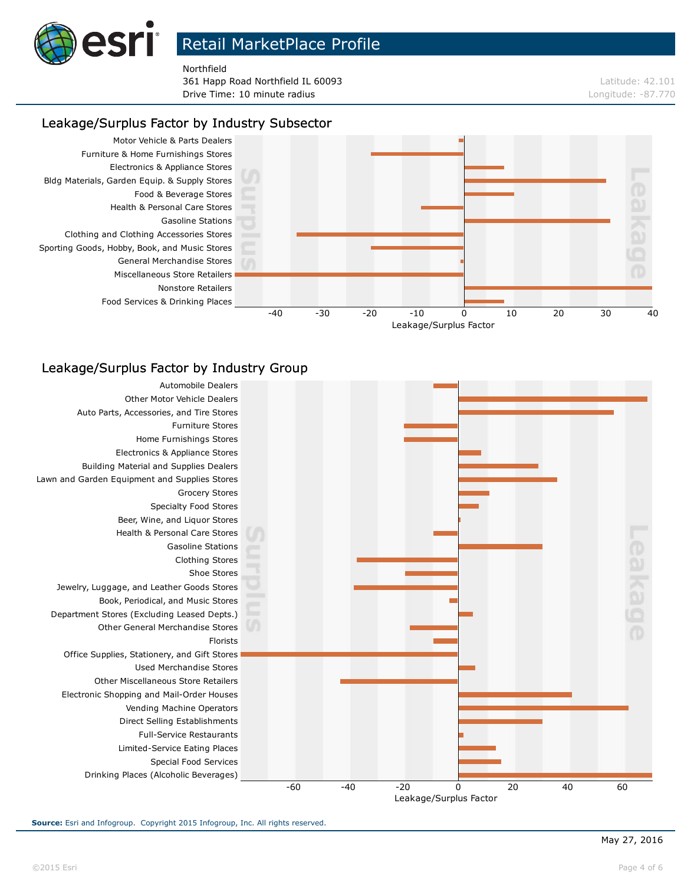# Retail MarketPlace Profile

Northfield
361 Happ Road Northfield IL 60093
Drive Time: 10 minute radius

Latitude: 42.101
Longitude: -87.770

## Leakage/Surplus Factor by Industry Subsector

Motor Vehicle & Parts Dealers
Furniture & Home Furnishings Stores
Electronics & Appliance Stores
Bldg Materials, Garden Equip. & Supply Stores
Food & Beverage Stores
Health & Personal Care Stores
Gasoline Stations
Clothing and Clothing Accessories Stores
Sporting Goods, Hobby, Book, and Music Stores
General Merchandise Stores
Miscellaneous Store Retailers
Nonstore Retailers
Food Services & Drinking Places

Surplus | Leakage

-40 -30 -20 -10 0 10 20 30 40

Leakage/Surplus Factor

## Leakage/Surplus Factor by Industry Group

Automobile Dealers
Other Motor Vehicle Dealers
Auto Parts, Accessories, and Tire Stores
Furniture Stores
Home Furnishings Stores
Electronics & Appliance Stores
Building Material and Supplies Dealers
Lawn and Garden Equipment and Supplies Stores
Grocery Stores
Specialty Food Stores
Beer, Wine, and Liquor Stores
Health & Personal Care Stores
Gasoline Stations
Clothing Stores
Shoe Stores
Jewelry, Luggage, and Leather Goods Stores
Book, Periodical, and Music Stores
Department Stores (Excluding Leased Depts.)
Other General Merchandise Stores
Florists
Office Supplies, Stationery, and Gift Stores
Used Merchandise Stores
Other Miscellaneous Store Retailers
Electronic Shopping and Mail-Order Houses
Vending Machine Operators
Direct Selling Establishments
Full-Service Restaurants
Limited-Service Eating Places
Special Food Services
Drinking Places (Alcoholic Beverages)

Surplus | Leakage

-60 -40 -20 0 20 40 60

Leakage/Surplus Factor

**Source:** Esri and Infogroup. Copyright 2015 Infogroup, Inc. All rights reserved.

May 27, 2016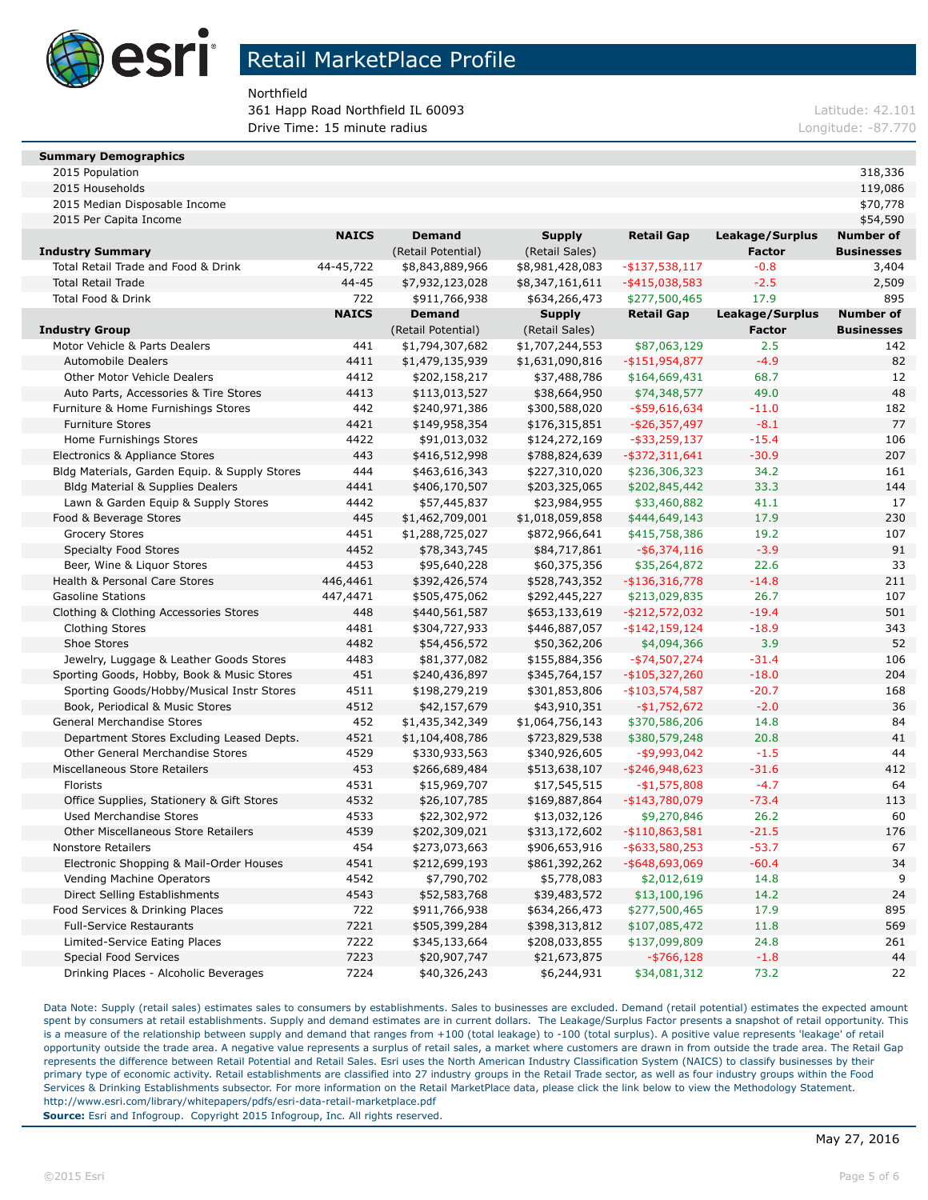# Retail MarketPlace Profile

Northfield
361 Happ Road Northfield IL 60093
Drive Time: 15 minute radius

Latitude: 42.101
Longitude: -87.770

| Summary Demographics | |
|---|---|
| 2015 Population | 318,336 |
| 2015 Households | 119,086 |
| 2015 Median Disposable Income | $70,778 |
| 2015 Per Capita Income | $54,590 |

| Industry Summary | NAICS | Demand (Retail Potential) | Supply (Retail Sales) | Retail Gap | Leakage/Surplus Factor | Number of Businesses |
|---|---|---|---|---|---|---|
| Total Retail Trade and Food & Drink | 44-45,722 | $8,843,889,966 | $8,981,428,083 | -$137,538,117 | -0.8 | 3,404 |
| Total Retail Trade | 44-45 | $7,932,123,028 | $8,347,161,611 | -$415,038,583 | -2.5 | 2,509 |
| Total Food & Drink | 722 | $911,766,938 | $634,266,473 | $277,500,465 | 17.9 | 895 |

| Industry Group | NAICS | Demand (Retail Potential) | Supply (Retail Sales) | Retail Gap | Leakage/Surplus Factor | Number of Businesses |
|---|---|---|---|---|---|---|
| Motor Vehicle & Parts Dealers | 441 | $1,794,307,682 | $1,707,244,553 | $87,063,129 | 2.5 | 142 |
| Automobile Dealers | 4411 | $1,479,135,939 | $1,631,090,816 | -$151,954,877 | -4.9 | 82 |
| Other Motor Vehicle Dealers | 4412 | $202,158,217 | $37,488,786 | $164,669,431 | 68.7 | 12 |
| Auto Parts, Accessories & Tire Stores | 4413 | $113,013,527 | $38,664,950 | $74,348,577 | 49.0 | 48 |
| Furniture & Home Furnishings Stores | 442 | $240,971,386 | $300,588,020 | -$59,616,634 | -11.0 | 182 |
| Furniture Stores | 4421 | $149,958,354 | $176,315,851 | -$26,357,497 | -8.1 | 77 |
| Home Furnishings Stores | 4422 | $91,013,032 | $124,272,169 | -$33,259,137 | -15.4 | 106 |
| Electronics & Appliance Stores | 443 | $416,512,998 | $788,824,639 | -$372,311,641 | -30.9 | 207 |
| Bldg Materials, Garden Equip. & Supply Stores | 444 | $463,616,343 | $227,310,020 | $236,306,323 | 34.2 | 161 |
| Bldg Material & Supplies Dealers | 4441 | $406,170,507 | $203,325,065 | $202,845,442 | 33.3 | 144 |
| Lawn & Garden Equip & Supply Stores | 4442 | $57,445,837 | $23,984,955 | $33,460,882 | 41.1 | 17 |
| Food & Beverage Stores | 445 | $1,462,709,001 | $1,018,059,858 | $444,649,143 | 17.9 | 230 |
| Grocery Stores | 4451 | $1,288,725,027 | $872,966,641 | $415,758,386 | 19.2 | 107 |
| Specialty Food Stores | 4452 | $78,343,745 | $84,717,861 | -$6,374,116 | -3.9 | 91 |
| Beer, Wine & Liquor Stores | 4453 | $95,640,228 | $60,375,356 | $35,264,872 | 22.6 | 33 |
| Health & Personal Care Stores | 446,4461 | $392,426,574 | $528,743,352 | -$136,316,778 | -14.8 | 211 |
| Gasoline Stations | 447,4471 | $505,475,062 | $292,445,227 | $213,029,835 | 26.7 | 107 |
| Clothing & Clothing Accessories Stores | 448 | $440,561,587 | $653,133,619 | -$212,572,032 | -19.4 | 501 |
| Clothing Stores | 4481 | $304,727,933 | $446,887,057 | -$142,159,124 | -18.9 | 343 |
| Shoe Stores | 4482 | $54,456,572 | $50,362,206 | $4,094,366 | 3.9 | 52 |
| Jewelry, Luggage & Leather Goods Stores | 4483 | $81,377,082 | $155,884,356 | -$74,507,274 | -31.4 | 106 |
| Sporting Goods, Hobby, Book & Music Stores | 451 | $240,436,897 | $345,764,157 | -$105,327,260 | -18.0 | 204 |
| Sporting Goods/Hobby/Musical Instr Stores | 4511 | $198,279,219 | $301,853,806 | -$103,574,587 | -20.7 | 168 |
| Book, Periodical & Music Stores | 4512 | $42,157,679 | $43,910,351 | -$1,752,672 | -2.0 | 36 |
| General Merchandise Stores | 452 | $1,435,342,349 | $1,064,756,143 | $370,586,206 | 14.8 | 84 |
| Department Stores Excluding Leased Depts. | 4521 | $1,104,408,786 | $723,829,538 | $380,579,248 | 20.8 | 41 |
| Other General Merchandise Stores | 4529 | $330,933,563 | $340,926,605 | -$9,993,042 | -1.5 | 44 |
| Miscellaneous Store Retailers | 453 | $266,689,484 | $513,638,107 | -$246,948,623 | -31.6 | 412 |
| Florists | 4531 | $15,969,707 | $17,545,515 | -$1,575,808 | -4.7 | 64 |
| Office Supplies, Stationery & Gift Stores | 4532 | $26,107,785 | $169,887,864 | -$143,780,079 | -73.4 | 113 |
| Used Merchandise Stores | 4533 | $22,302,972 | $13,032,126 | $9,270,846 | 26.2 | 60 |
| Other Miscellaneous Store Retailers | 4539 | $202,309,021 | $313,172,602 | -$110,863,581 | -21.5 | 176 |
| Nonstore Retailers | 454 | $273,073,663 | $906,653,916 | -$633,580,253 | -53.7 | 67 |
| Electronic Shopping & Mail-Order Houses | 4541 | $212,699,193 | $861,392,262 | -$648,693,069 | -60.4 | 34 |
| Vending Machine Operators | 4542 | $7,790,702 | $5,778,083 | $2,012,619 | 14.8 | 9 |
| Direct Selling Establishments | 4543 | $52,583,768 | $39,483,572 | $13,100,196 | 14.2 | 24 |
| Food Services & Drinking Places | 722 | $911,766,938 | $634,266,473 | $277,500,465 | 17.9 | 895 |
| Full-Service Restaurants | 7221 | $505,399,284 | $398,313,812 | $107,085,472 | 11.8 | 569 |
| Limited-Service Eating Places | 7222 | $345,133,664 | $208,033,855 | $137,099,809 | 24.8 | 261 |
| Special Food Services | 7223 | $20,907,747 | $21,673,875 | -$766,128 | -1.8 | 44 |
| Drinking Places - Alcoholic Beverages | 7224 | $40,326,243 | $6,244,931 | $34,081,312 | 73.2 | 22 |

Data Note: Supply (retail sales) estimates sales to consumers by establishments. Sales to businesses are excluded. Demand (retail potential) estimates the expected amount spent by consumers at retail establishments. Supply and demand estimates are in current dollars. The Leakage/Surplus Factor presents a snapshot of retail opportunity. This is a measure of the relationship between supply and demand that ranges from +100 (total leakage) to -100 (total surplus). A positive value represents 'leakage' of retail opportunity outside the trade area. A negative value represents a surplus of retail sales, a market where customers are drawn in from outside the trade area. The Retail Gap represents the difference between Retail Potential and Retail Sales. Esri uses the North American Industry Classification System (NAICS) to classify businesses by their primary type of economic activity. Retail establishments are classified into 27 industry groups in the Retail Trade sector, as well as four industry groups within the Food Services & Drinking Establishments subsector. For more information on the Retail MarketPlace data, please click the link below to view the Methodology Statement.
http://www.esri.com/library/whitepapers/pdfs/esri-data-retail-marketplace.pdf

**Source:** Esri and Infogroup. Copyright 2015 Infogroup, Inc. All rights reserved.

May 27, 2016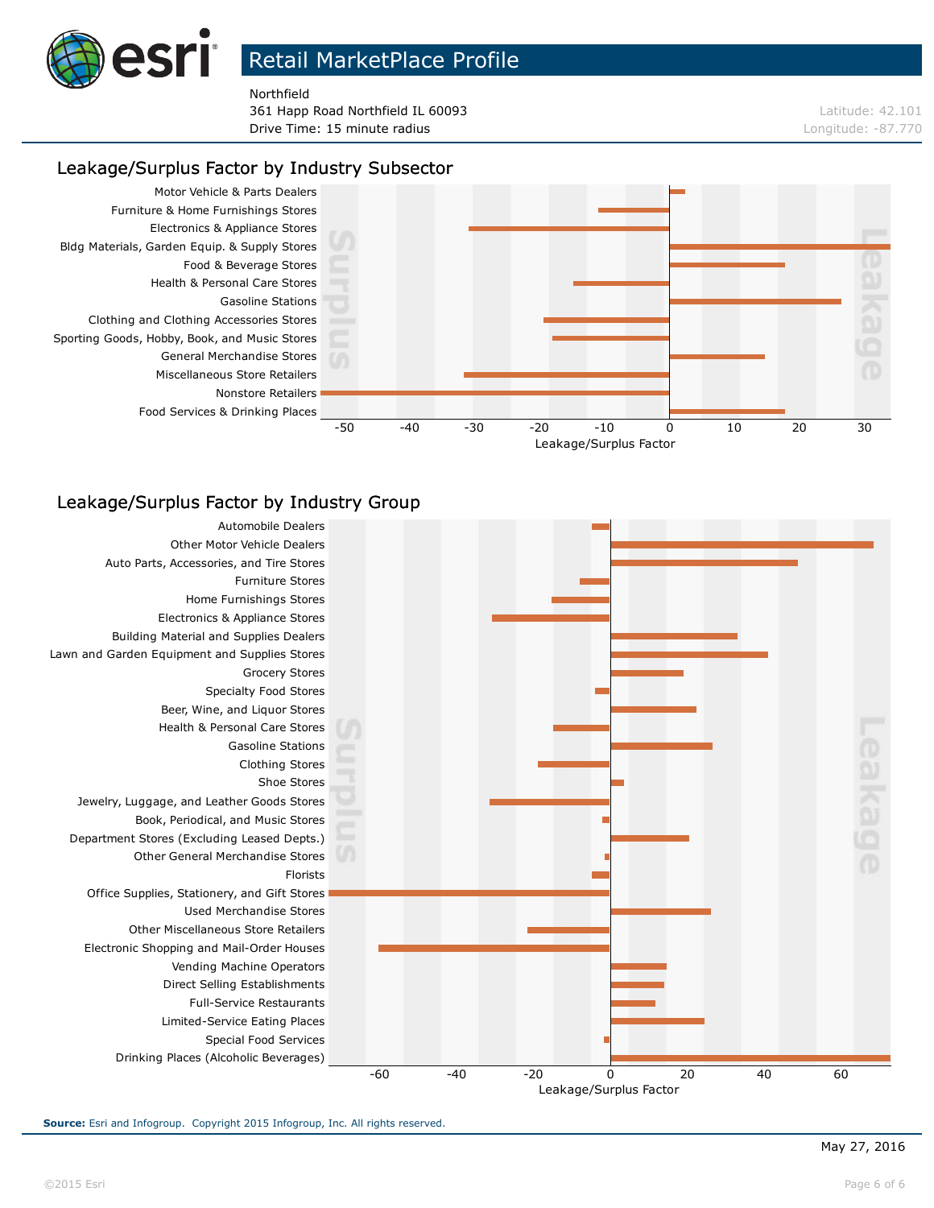# Retail MarketPlace Profile

Northfield
361 Happ Road Northfield IL 60093
Drive Time: 15 minute radius

Latitude: 42.101
Longitude: -87.770

## Leakage/Surplus Factor by Industry Subsector

Motor Vehicle & Parts Dealers
Furniture & Home Furnishings Stores
Electronics & Appliance Stores
Bldg Materials, Garden Equip. & Supply Stores
Food & Beverage Stores
Health & Personal Care Stores
Gasoline Stations
Clothing and Clothing Accessories Stores
Sporting Goods, Hobby, Book, and Music Stores
General Merchandise Stores
Miscellaneous Store Retailers
Nonstore Retailers
Food Services & Drinking Places

Surplus
Leakage

-50 -40 -30 -20 -10 0 10 20 30

Leakage/Surplus Factor

## Leakage/Surplus Factor by Industry Group

Automobile Dealers
Other Motor Vehicle Dealers
Auto Parts, Accessories, and Tire Stores
Furniture Stores
Home Furnishings Stores
Electronics & Appliance Stores
Building Material and Supplies Dealers
Lawn and Garden Equipment and Supplies Stores
Grocery Stores
Specialty Food Stores
Beer, Wine, and Liquor Stores
Health & Personal Care Stores
Gasoline Stations
Clothing Stores
Shoe Stores
Jewelry, Luggage, and Leather Goods Stores
Book, Periodical, and Music Stores
Department Stores (Excluding Leased Depts.)
Other General Merchandise Stores
Florists
Office Supplies, Stationery, and Gift Stores
Used Merchandise Stores
Other Miscellaneous Store Retailers
Electronic Shopping and Mail-Order Houses
Vending Machine Operators
Direct Selling Establishments
Full-Service Restaurants
Limited-Service Eating Places
Special Food Services
Drinking Places (Alcoholic Beverages)

Surplus
Leakage

-60 -40 -20 0 20 40 60

Leakage/Surplus Factor

**Source:** Esri and Infogroup. Copyright 2015 Infogroup, Inc. All rights reserved.

May 27, 2016